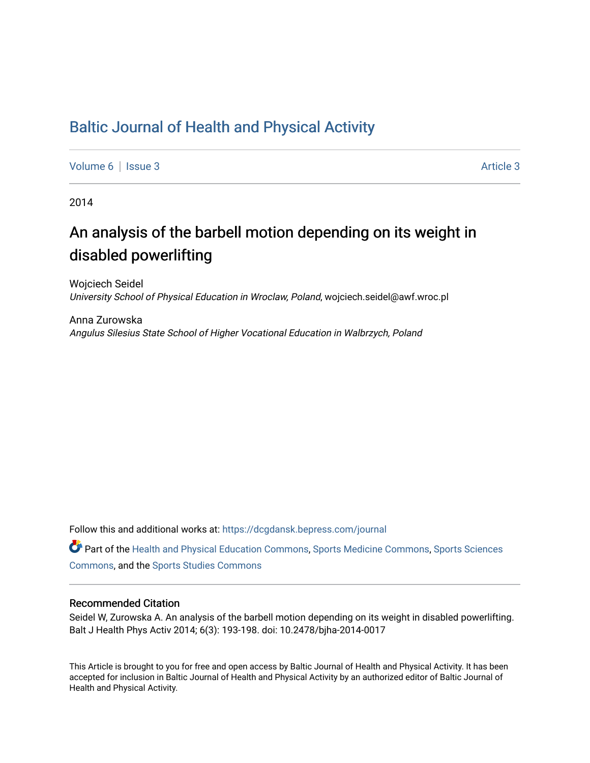# Baltic Journal of Health and Physical Activity

Volume 6 | Issue 3 Article 3

2014

## An analysis of the barbell motion depending on its weight in disabled powerlifting

Wojciech Seidel
*University School of Physical Education in Wroclaw, Poland*, wojciech.seidel@awf.wroc.pl

Anna Zurowska
*Angulus Silesius State School of Higher Vocational Education in Walbrzych, Poland*

Follow this and additional works at: https://dcgdansk.bepress.com/journal

Part of the Health and Physical Education Commons, Sports Medicine Commons, Sports Sciences Commons, and the Sports Studies Commons

### Recommended Citation

Seidel W, Zurowska A. An analysis of the barbell motion depending on its weight in disabled powerlifting. Balt J Health Phys Activ 2014; 6(3): 193-198. doi: 10.2478/bjha-2014-0017

This Article is brought to you for free and open access by Baltic Journal of Health and Physical Activity. It has been accepted for inclusion in Baltic Journal of Health and Physical Activity by an authorized editor of Baltic Journal of Health and Physical Activity.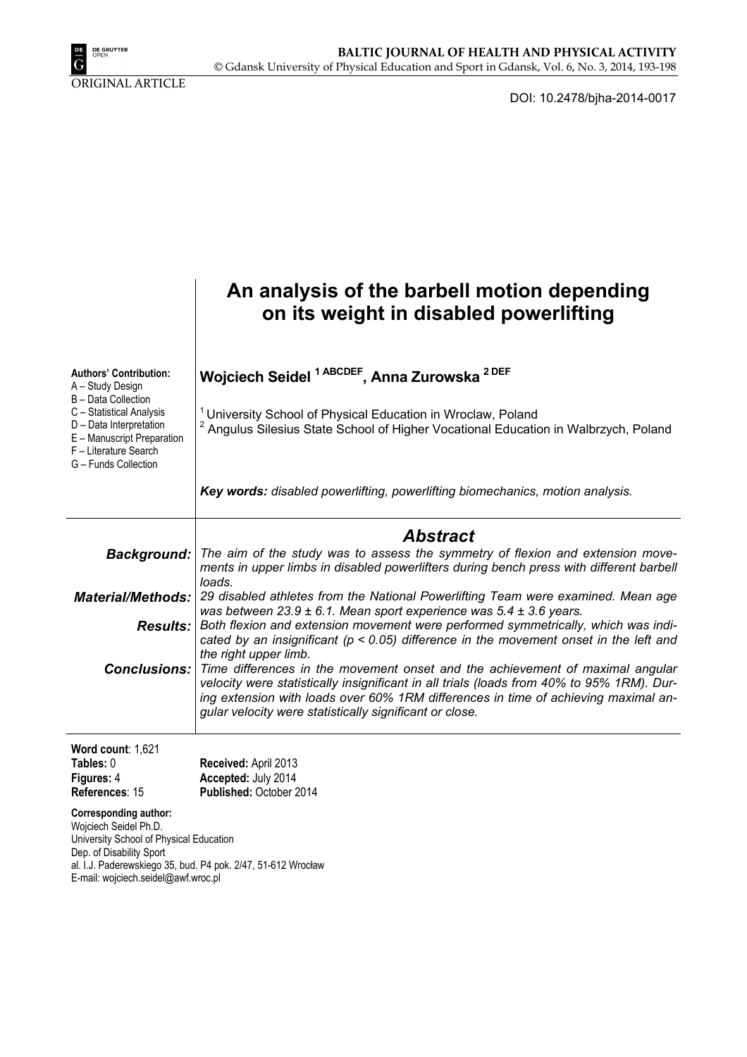ORIGINAL ARTICLE

DOI: 10.2478/bjha-2014-0017

# An analysis of the barbell motion depending on its weight in disabled powerlifting

**Authors' Contribution:**
A – Study Design
B – Data Collection
C – Statistical Analysis
D – Data Interpretation
E – Manuscript Preparation
F – Literature Search
G – Funds Collection

**Wojciech Seidel [1 ABCDEF], Anna Zurowska [2 DEF]**

[1] University School of Physical Education in Wroclaw, Poland
[2] Angulus Silesius State School of Higher Vocational Education in Walbrzych, Poland

***Key words:*** *disabled powerlifting, powerlifting biomechanics, motion analysis.*

## *Abstract*

***Background:*** *The aim of the study was to assess the symmetry of flexion and extension movements in upper limbs in disabled powerlifters during bench press with different barbell loads.*

***Material/Methods:*** *29 disabled athletes from the National Powerlifting Team were examined. Mean age was between 23.9 ± 6.1. Mean sport experience was 5.4 ± 3.6 years.*

***Results:*** *Both flexion and extension movement were performed symmetrically, which was indicated by an insignificant ($p < 0.05$) difference in the movement onset in the left and the right upper limb.*

***Conclusions:*** *Time differences in the movement onset and the achievement of maximal angular velocity were statistically insignificant in all trials (loads from 40% to 95% 1RM). During extension with loads over 60% 1RM differences in time of achieving maximal angular velocity were statistically significant or close.*

**Word count**: 1,621
**Tables:** 0
**Figures:** 4
**References**: 15

**Received:** April 2013
**Accepted:** July 2014
**Published:** October 2014

**Corresponding author:**
Wojciech Seidel Ph.D.
University School of Physical Education
Dep. of Disability Sport
al. I.J. Paderewskiego 35, bud. P4 pok. 2/47, 51-612 Wrocław
E-mail: wojciech.seidel@awf.wroc.pl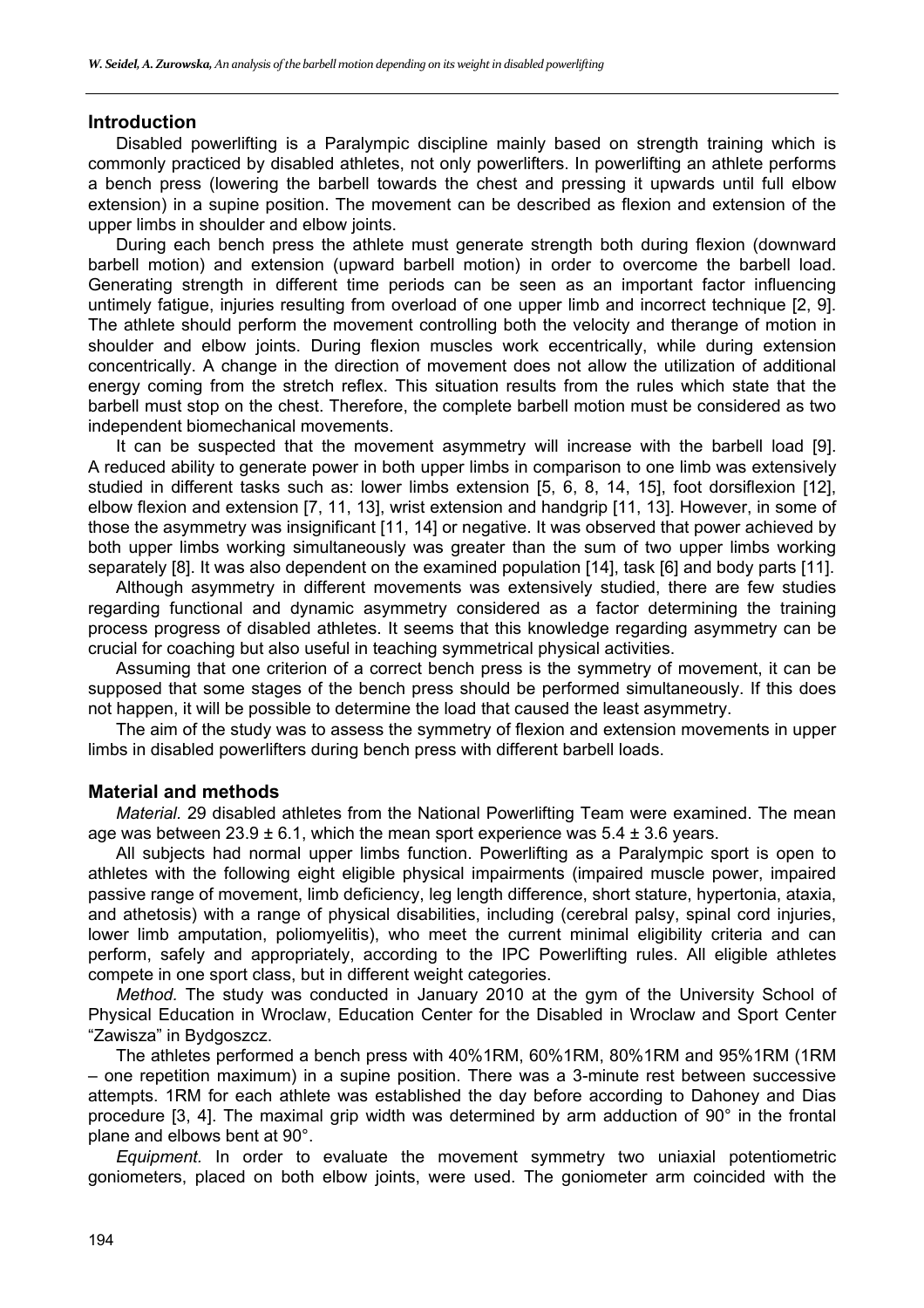## Introduction

Disabled powerlifting is a Paralympic discipline mainly based on strength training which is commonly practiced by disabled athletes, not only powerlifters. In powerlifting an athlete performs a bench press (lowering the barbell towards the chest and pressing it upwards until full elbow extension) in a supine position. The movement can be described as flexion and extension of the upper limbs in shoulder and elbow joints.

During each bench press the athlete must generate strength both during flexion (downward barbell motion) and extension (upward barbell motion) in order to overcome the barbell load. Generating strength in different time periods can be seen as an important factor influencing untimely fatigue, injuries resulting from overload of one upper limb and incorrect technique [2, 9]. The athlete should perform the movement controlling both the velocity and therange of motion in shoulder and elbow joints. During flexion muscles work eccentrically, while during extension concentrically. A change in the direction of movement does not allow the utilization of additional energy coming from the stretch reflex. This situation results from the rules which state that the barbell must stop on the chest. Therefore, the complete barbell motion must be considered as two independent biomechanical movements.

It can be suspected that the movement asymmetry will increase with the barbell load [9]. A reduced ability to generate power in both upper limbs in comparison to one limb was extensively studied in different tasks such as: lower limbs extension [5, 6, 8, 14, 15], foot dorsiflexion [12], elbow flexion and extension [7, 11, 13], wrist extension and handgrip [11, 13]. However, in some of those the asymmetry was insignificant [11, 14] or negative. It was observed that power achieved by both upper limbs working simultaneously was greater than the sum of two upper limbs working separately [8]. It was also dependent on the examined population [14], task [6] and body parts [11].

Although asymmetry in different movements was extensively studied, there are few studies regarding functional and dynamic asymmetry considered as a factor determining the training process progress of disabled athletes. It seems that this knowledge regarding asymmetry can be crucial for coaching but also useful in teaching symmetrical physical activities.

Assuming that one criterion of a correct bench press is the symmetry of movement, it can be supposed that some stages of the bench press should be performed simultaneously. If this does not happen, it will be possible to determine the load that caused the least asymmetry.

The aim of the study was to assess the symmetry of flexion and extension movements in upper limbs in disabled powerlifters during bench press with different barbell loads.

## Material and methods

*Material.* 29 disabled athletes from the National Powerlifting Team were examined. The mean age was between 23.9 ± 6.1, which the mean sport experience was 5.4 ± 3.6 years.

All subjects had normal upper limbs function. Powerlifting as a Paralympic sport is open to athletes with the following eight eligible physical impairments (impaired muscle power, impaired passive range of movement, limb deficiency, leg length difference, short stature, hypertonia, ataxia, and athetosis) with a range of physical disabilities, including (cerebral palsy, spinal cord injuries, lower limb amputation, poliomyelitis), who meet the current minimal eligibility criteria and can perform, safely and appropriately, according to the IPC Powerlifting rules. All eligible athletes compete in one sport class, but in different weight categories.

*Method.* The study was conducted in January 2010 at the gym of the University School of Physical Education in Wroclaw, Education Center for the Disabled in Wroclaw and Sport Center "Zawisza" in Bydgoszcz.

The athletes performed a bench press with 40%1RM, 60%1RM, 80%1RM and 95%1RM (1RM – one repetition maximum) in a supine position. There was a 3-minute rest between successive attempts. 1RM for each athlete was established the day before according to Dahoney and Dias procedure [3, 4]. The maximal grip width was determined by arm adduction of 90° in the frontal plane and elbows bent at 90°.

*Equipment.* In order to evaluate the movement symmetry two uniaxial potentiometric goniometers, placed on both elbow joints, were used. The goniometer arm coincided with the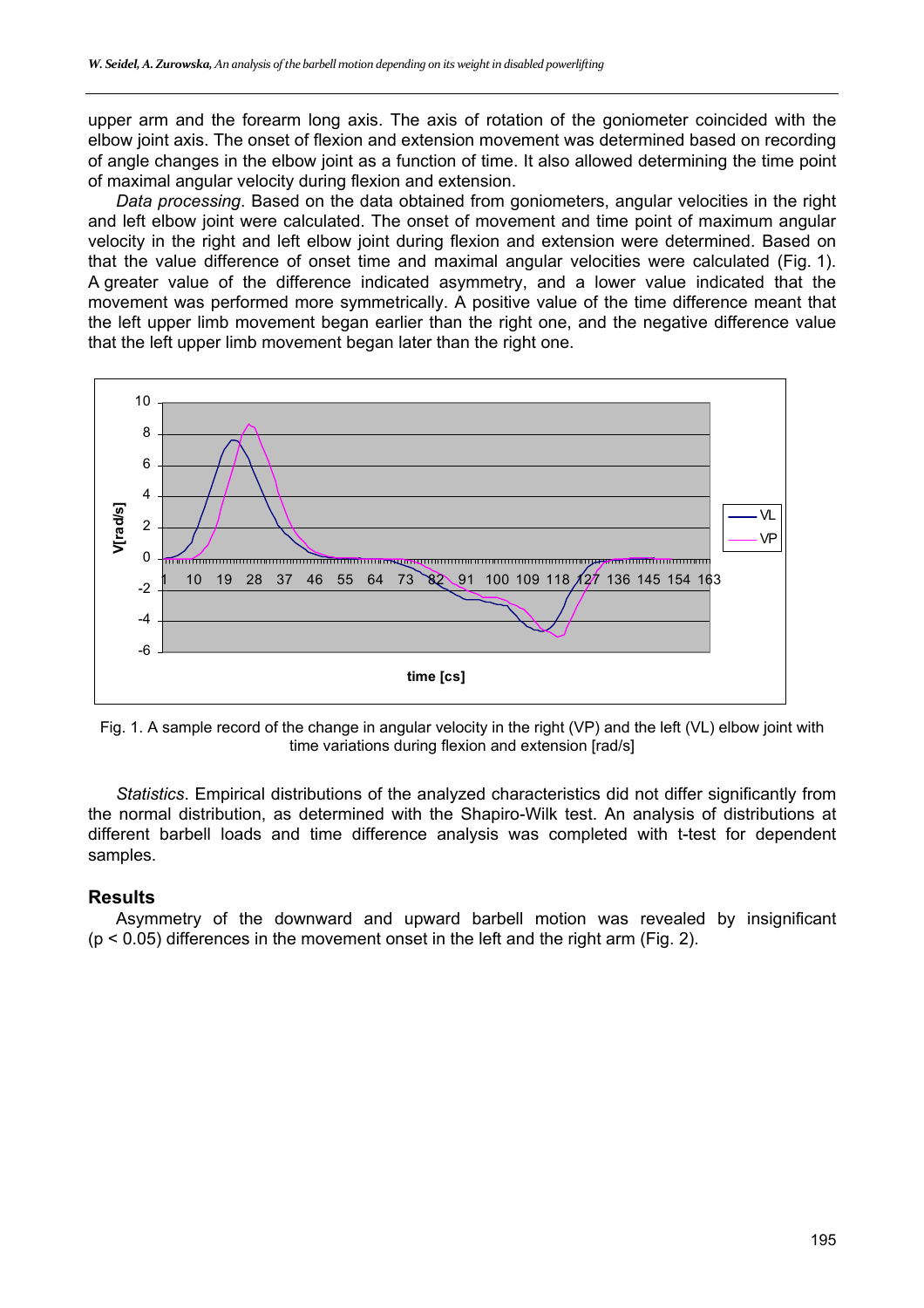upper arm and the forearm long axis. The axis of rotation of the goniometer coincided with the elbow joint axis. The onset of flexion and extension movement was determined based on recording of angle changes in the elbow joint as a function of time. It also allowed determining the time point of maximal angular velocity during flexion and extension.

*Data processing*. Based on the data obtained from goniometers, angular velocities in the right and left elbow joint were calculated. The onset of movement and time point of maximum angular velocity in the right and left elbow joint during flexion and extension were determined. Based on that the value difference of onset time and maximal angular velocities were calculated (Fig. 1). A greater value of the difference indicated asymmetry, and a lower value indicated that the movement was performed more symmetrically. A positive value of the time difference meant that the left upper limb movement began earlier than the right one, and the negative difference value that the left upper limb movement began later than the right one.

Fig. 1. A sample record of the change in angular velocity in the right (VP) and the left (VL) elbow joint with time variations during flexion and extension [rad/s]

*Statistics*. Empirical distributions of the analyzed characteristics did not differ significantly from the normal distribution, as determined with the Shapiro-Wilk test. An analysis of distributions at different barbell loads and time difference analysis was completed with t-test for dependent samples.

## Results

Asymmetry of the downward and upward barbell motion was revealed by insignificant ($p < 0.05$) differences in the movement onset in the left and the right arm (Fig. 2).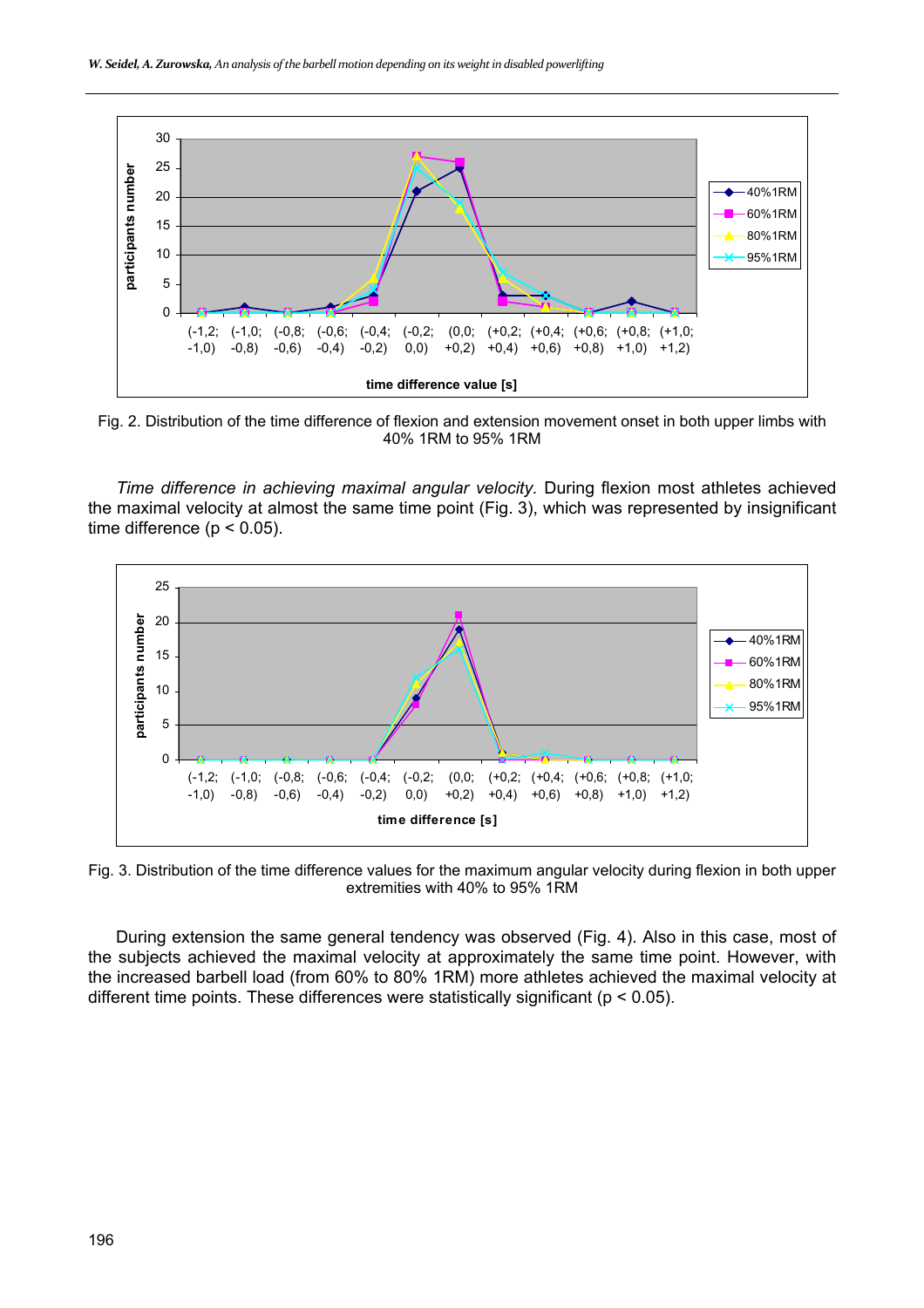Fig. 2. Distribution of the time difference of flexion and extension movement onset in both upper limbs with 40% 1RM to 95% 1RM

*Time difference in achieving maximal angular velocity.* During flexion most athletes achieved the maximal velocity at almost the same time point (Fig. 3), which was represented by insignificant time difference ($p < 0.05$).

Fig. 3. Distribution of the time difference values for the maximum angular velocity during flexion in both upper extremities with 40% to 95% 1RM

During extension the same general tendency was observed (Fig. 4). Also in this case, most of the subjects achieved the maximal velocity at approximately the same time point. However, with the increased barbell load (from 60% to 80% 1RM) more athletes achieved the maximal velocity at different time points. These differences were statistically significant ($p < 0.05$).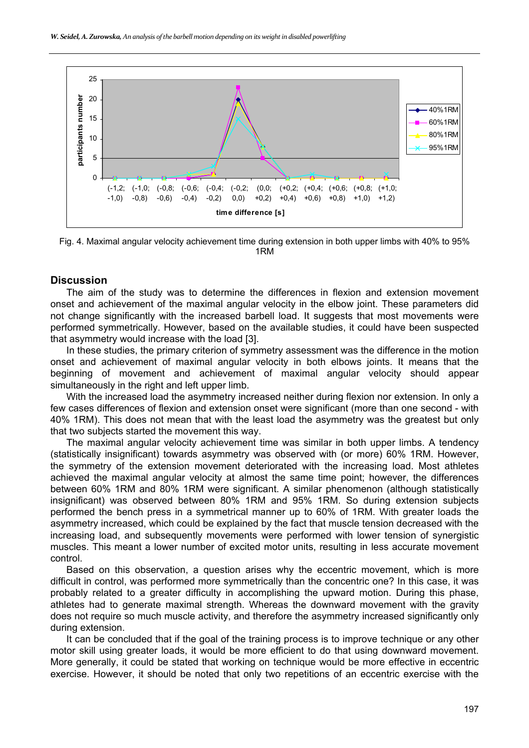Fig. 4. Maximal angular velocity achievement time during extension in both upper limbs with 40% to 95% 1RM

## Discussion

The aim of the study was to determine the differences in flexion and extension movement onset and achievement of the maximal angular velocity in the elbow joint. These parameters did not change significantly with the increased barbell load. It suggests that most movements were performed symmetrically. However, based on the available studies, it could have been suspected that asymmetry would increase with the load [3].

In these studies, the primary criterion of symmetry assessment was the difference in the motion onset and achievement of maximal angular velocity in both elbows joints. It means that the beginning of movement and achievement of maximal angular velocity should appear simultaneously in the right and left upper limb.

With the increased load the asymmetry increased neither during flexion nor extension. In only a few cases differences of flexion and extension onset were significant (more than one second - with 40% 1RM). This does not mean that with the least load the asymmetry was the greatest but only that two subjects started the movement this way.

The maximal angular velocity achievement time was similar in both upper limbs. A tendency (statistically insignificant) towards asymmetry was observed with (or more) 60% 1RM. However, the symmetry of the extension movement deteriorated with the increasing load. Most athletes achieved the maximal angular velocity at almost the same time point; however, the differences between 60% 1RM and 80% 1RM were significant. A similar phenomenon (although statistically insignificant) was observed between 80% 1RM and 95% 1RM. So during extension subjects performed the bench press in a symmetrical manner up to 60% of 1RM. With greater loads the asymmetry increased, which could be explained by the fact that muscle tension decreased with the increasing load, and subsequently movements were performed with lower tension of synergistic muscles. This meant a lower number of excited motor units, resulting in less accurate movement control.

Based on this observation, a question arises why the eccentric movement, which is more difficult in control, was performed more symmetrically than the concentric one? In this case, it was probably related to a greater difficulty in accomplishing the upward motion. During this phase, athletes had to generate maximal strength. Whereas the downward movement with the gravity does not require so much muscle activity, and therefore the asymmetry increased significantly only during extension.

It can be concluded that if the goal of the training process is to improve technique or any other motor skill using greater loads, it would be more efficient to do that using downward movement. More generally, it could be stated that working on technique would be more effective in eccentric exercise. However, it should be noted that only two repetitions of an eccentric exercise with the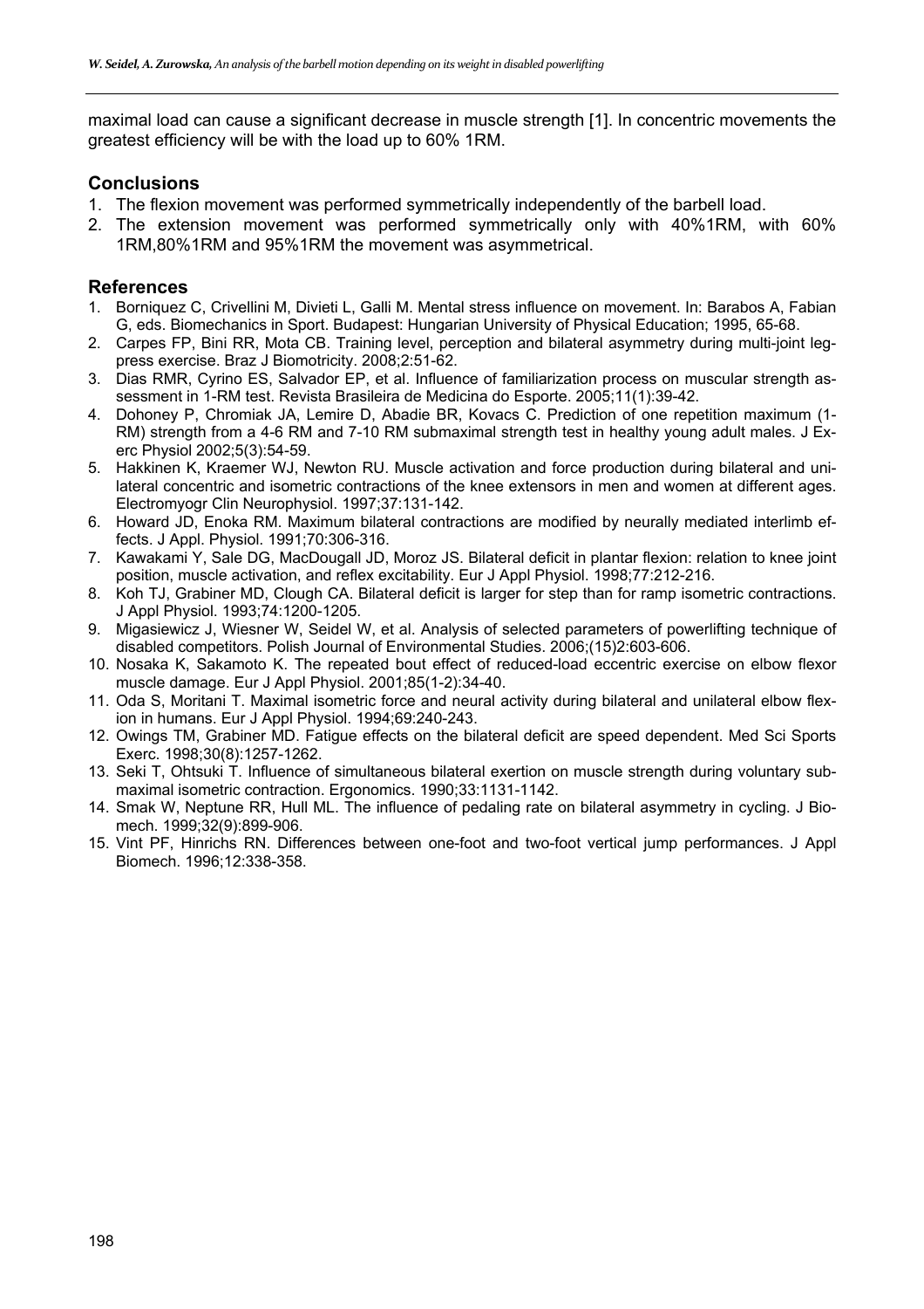maximal load can cause a significant decrease in muscle strength [1]. In concentric movements the greatest efficiency will be with the load up to 60% 1RM.

## Conclusions

1. The flexion movement was performed symmetrically independently of the barbell load.
2. The extension movement was performed symmetrically only with 40%1RM, with 60% 1RM,80%1RM and 95%1RM the movement was asymmetrical.

## References

1. Borniquez C, Crivellini M, Divieti L, Galli M. Mental stress influence on movement. In: Barabos A, Fabian G, eds. Biomechanics in Sport. Budapest: Hungarian University of Physical Education; 1995, 65-68.
2. Carpes FP, Bini RR, Mota CB. Training level, perception and bilateral asymmetry during multi-joint leg-press exercise. Braz J Biomotricity. 2008;2:51-62.
3. Dias RMR, Cyrino ES, Salvador EP, et al. Influence of familiarization process on muscular strength assessment in 1-RM test. Revista Brasileira de Medicina do Esporte. 2005;11(1):39-42.
4. Dohoney P, Chromiak JA, Lemire D, Abadie BR, Kovacs C. Prediction of one repetition maximum (1-RM) strength from a 4-6 RM and 7-10 RM submaximal strength test in healthy young adult males. J Exerc Physiol 2002;5(3):54-59.
5. Hakkinen K, Kraemer WJ, Newton RU. Muscle activation and force production during bilateral and unilateral concentric and isometric contractions of the knee extensors in men and women at different ages. Electromyogr Clin Neurophysiol. 1997;37:131-142.
6. Howard JD, Enoka RM. Maximum bilateral contractions are modified by neurally mediated interlimb effects. J Appl. Physiol. 1991;70:306-316.
7. Kawakami Y, Sale DG, MacDougall JD, Moroz JS. Bilateral deficit in plantar flexion: relation to knee joint position, muscle activation, and reflex excitability. Eur J Appl Physiol. 1998;77:212-216.
8. Koh TJ, Grabiner MD, Clough CA. Bilateral deficit is larger for step than for ramp isometric contractions. J Appl Physiol. 1993;74:1200-1205.
9. Migasiewicz J, Wiesner W, Seidel W, et al. Analysis of selected parameters of powerlifting technique of disabled competitors. Polish Journal of Environmental Studies. 2006;(15)2:603-606.
10. Nosaka K, Sakamoto K. The repeated bout effect of reduced-load eccentric exercise on elbow flexor muscle damage. Eur J Appl Physiol. 2001;85(1-2):34-40.
11. Oda S, Moritani T. Maximal isometric force and neural activity during bilateral and unilateral elbow flexion in humans. Eur J Appl Physiol. 1994;69:240-243.
12. Owings TM, Grabiner MD. Fatigue effects on the bilateral deficit are speed dependent. Med Sci Sports Exerc. 1998;30(8):1257-1262.
13. Seki T, Ohtsuki T. Influence of simultaneous bilateral exertion on muscle strength during voluntary submaximal isometric contraction. Ergonomics. 1990;33:1131-1142.
14. Smak W, Neptune RR, Hull ML. The influence of pedaling rate on bilateral asymmetry in cycling. J Biomech. 1999;32(9):899-906.
15. Vint PF, Hinrichs RN. Differences between one-foot and two-foot vertical jump performances. J Appl Biomech. 1996;12:338-358.